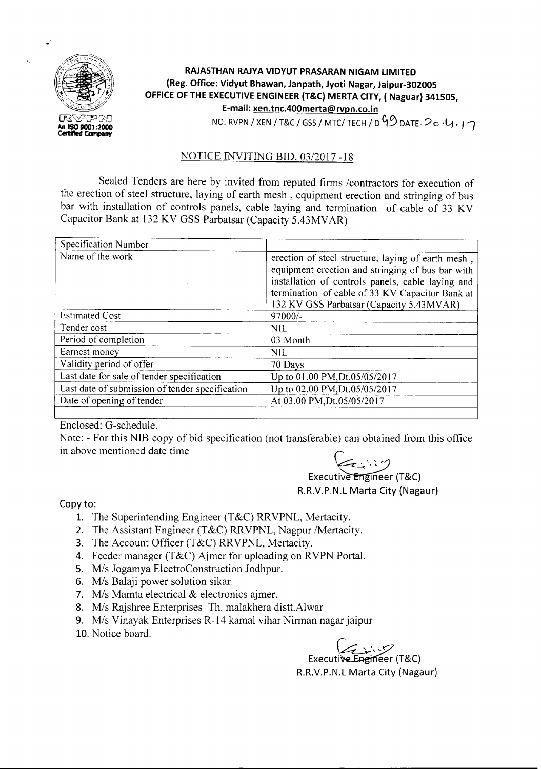**RAJASTHAN RAJYA VIDYUT PRASARAN NIGAM LIMITED**
**(Reg. Office: Vidyut Bhawan, Janpath, Jyoti Nagar, Jaipur-302005**
**OFFICE OF THE EXECUTIVE ENGINEER (T&C) MERTA CITY, ( Naguar) 341505,**
**E-mail: xen.tnc.400merta@rvpn.co.in**

NO. RVPN / XEN / T&C / GSS / MTC/ TECH / D-49 DATE- 20.4.17

## NOTICE INVITING BID. 03/2017 -18

Sealed Tenders are here by invited from reputed firms /contractors for execution of the erection of steel structure, laying of earth mesh , equipment erection and stringing of bus bar with installation of controls panels, cable laying and termination of cable of 33 KV Capacitor Bank at 132 KV GSS Parbatsar (Capacity 5.43MVAR)

| Specification Number | |
|---|---|
| Name of the work | erection of steel structure, laying of earth mesh , equipment erection and stringing of bus bar with installation of controls panels, cable laying and termination of cable of 33 KV Capacitor Bank at 132 KV GSS Parbatsar (Capacity 5.43MVAR) |
| Estimated Cost | 97000/- |
| Tender cost | NIL |
| Period of completion | 03 Month |
| Earnest money | NIL |
| Validity period of offer | 70 Days |
| Last date for sale of tender specification | Up to 01.00 PM,Dt.05/05/2017 |
| Last date of submission of tender specification | Up to 02.00 PM,Dt.05/05/2017 |
| Date of opening of tender | At 03.00 PM,Dt.05/05/2017 |
| | |

Enclosed: G-schedule.

Note: - For this NIB copy of bid specification (not transferable) can obtained from this office in above mentioned date time

Executive Engineer (T&C)
R.R.V.P.N.L Marta City (Nagaur)

Copy to:

1. The Superintending Engineer (T&C) RRVPNL, Mertacity.
2. The Assistant Engineer (T&C) RRVPNL, Nagpur /Mertacity.
3. The Account Officer (T&C) RRVPNL, Mertacity.
4. Feeder manager (T&C) Ajmer for uploading on RVPN Portal.
5. M/s Jogamya ElectroConstruction Jodhpur.
6. M/s Balaji power solution sikar.
7. M/s Mamta electrical & electronics ajmer.
8. M/s Rajshree Enterprises Th. malakhera distt.Alwar
9. M/s Vinayak Enterprises R-14 kamal vihar Nirman nagar jaipur
10. Notice board.

Executive Engineer (T&C)
R.R.V.P.N.L Marta City (Nagaur)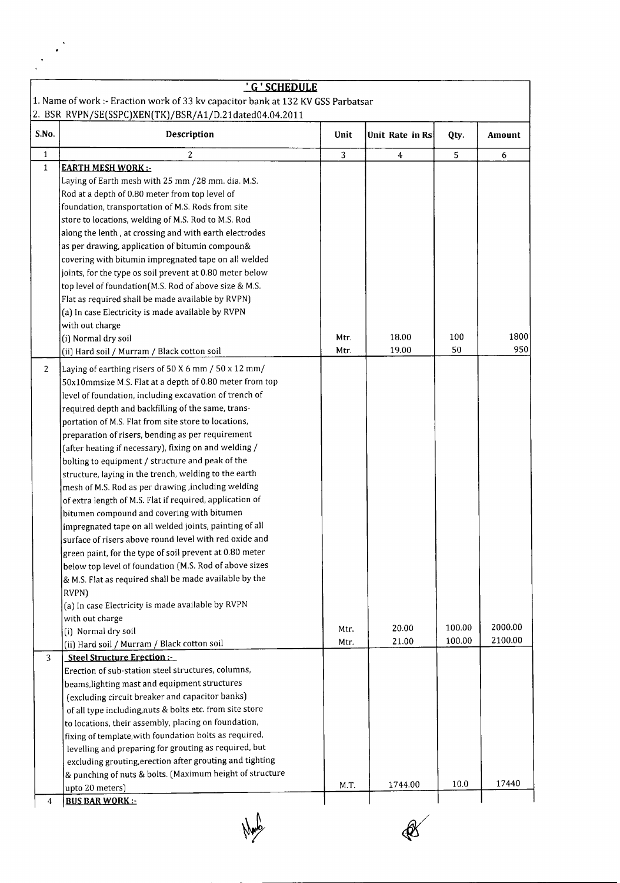## ' G ' SCHEDULE

1. Name of work :- Eraction work of 33 kv capacitor bank at 132 KV GSS Parbatsar
2. BSR RVPN/SE(SSPC)XEN(TK)/BSR/A1/D.21dated04.04.2011

| S.No. | Description | Unit | Unit Rate in Rs | Qty. | Amount |
|---|---|---|---|---|---|
| 1 | 2 | 3 | 4 | 5 | 6 |
| 1 | **EARTH MESH WORK :-** Laying of Earth mesh with 25 mm /28 mm. dia. M.S. Rod at a depth of 0.80 meter from top level of foundation, transportation of M.S. Rods from site store to locations, welding of M.S. Rod to M.S. Rod along the lenth , at crossing and with earth electrodes as per drawing, application of bitumin compoun& covering with bitumin impregnated tape on all welded joints, for the type os soil prevent at 0.80 meter below top level of foundation(M.S. Rod of above size & M.S. Flat as required shall be made available by RVPN) (a) In case Electricity is made available by RVPN with out charge | | | | |
| | (i) Normal dry soil | Mtr. | 18.00 | 100 | 1800 |
| | (ii) Hard soil / Murram / Black cotton soil | Mtr. | 19.00 | 50 | 950 |
| 2 | Laying of earthing risers of 50 X 6 mm / 50 x 12 mm/ 50x10mmsize M.S. Flat at a depth of 0.80 meter from top level of foundation, including excavation of trench of required depth and backfilling of the same, trans-portation of M.S. Flat from site store to locations, preparation of risers, bending as per requirement (after heating if necessary), fixing on and welding / bolting to equipment / structure and peak of the structure, laying in the trench, welding to the earth mesh of M.S. Rod as per drawing ,including welding of extra length of M.S. Flat if required, application of bitumen compound and covering with bitumen impregnated tape on all welded joints, painting of all surface of risers above round level with red oxide and green paint, for the type of soil prevent at 0.80 meter below top level of foundation (M.S. Rod of above sizes & M.S. Flat as required shall be made available by the RVPN) (a) In case Electricity is made available by RVPN with out charge | | | | |
| | (i) Normal dry soil | Mtr. | 20.00 | 100.00 | 2000.00 |
| | (ii) Hard soil / Murram / Black cotton soil | Mtr. | 21.00 | 100.00 | 2100.00 |
| 3 | **Steel Structure Erection :-** Erection of sub-station steel structures, columns, beams,lighting mast and equipment structures (excluding circuit breaker and capacitor banks) of all type including,nuts & bolts etc. from site store to locations, their assembly, placing on foundation, fixing of template,with foundation bolts as required, levelling and preparing for grouting as required, but excluding grouting,erection after grouting and tighting & punching of nuts & bolts. (Maximum height of structure upto 20 meters) | M.T. | 1744.00 | 10.0 | 17440 |
| 4 | **BUS BAR WORK :-** | | | | |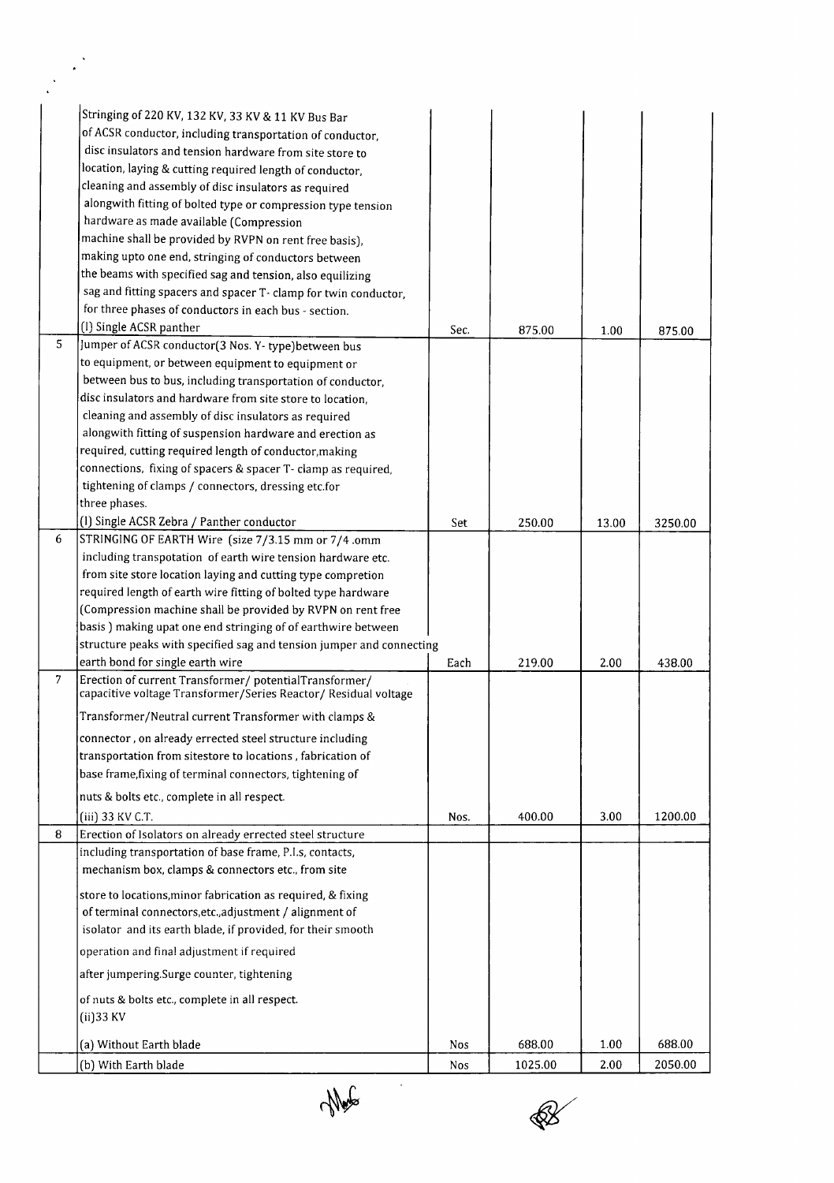| | | | | | |
|---|---|---|---|---|---|
| | Stringing of 220 KV, 132 KV, 33 KV & 11 KV Bus Bar of ACSR conductor, including transportation of conductor, disc insulators and tension hardware from site store to location, laying & cutting required length of conductor, cleaning and assembly of disc insulators as required alongwith fitting of bolted type or compression type tension hardware as made available (Compression machine shall be provided by RVPN on rent free basis), making upto one end, stringing of conductors between the beams with specified sag and tension, also equilizing sag and fitting spacers and spacer T- clamp for twin conductor, for three phases of conductors in each bus - section.<br>(I) Single ACSR panther | Sec. | 875.00 | 1.00 | 875.00 |
| 5 | Jumper of ACSR conductor(3 Nos. Y- type)between bus to equipment, or between equipment to equipment or between bus to bus, including transportation of conductor, disc insulators and hardware from site store to location, cleaning and assembly of disc insulators as required alongwith fitting of suspension hardware and erection as required, cutting required length of conductor,making connections, fixing of spacers & spacer T- clamp as required, tightening of clamps / connectors, dressing etc.for three phases.<br>(I) Single ACSR Zebra / Panther conductor | Set | 250.00 | 13.00 | 3250.00 |
| 6 | STRINGING OF EARTH Wire (size 7/3.15 mm or 7/4 .omm including transpotation of earth wire tension hardware etc. from site store location laying and cutting type compretion required length of earth wire fitting of bolted type hardware (Compression machine shall be provided by RVPN on rent free basis ) making upat one end stringing of of earthwire between structure peaks with specified sag and tension jumper and connecting earth bond for single earth wire | Each | 219.00 | 2.00 | 438.00 |
| 7 | Erection of current Transformer/ potentialTransformer/ capacitive voltage Transformer/Series Reactor/ Residual voltage Transformer/Neutral current Transformer with clamps & connector , on already errected steel structure including transportation from sitestore to locations , fabrication of base frame,fixing of terminal connectors, tightening of nuts & bolts etc., complete in all respect.<br>(iii) 33 KV C.T. | Nos. | 400.00 | 3.00 | 1200.00 |
| 8 | Erection of Isolators on already errected steel structure | | | | |
| | including transportation of base frame, P.I.s, contacts, mechanism box, clamps & connectors etc., from site store to locations,minor fabrication as required, & fixing of terminal connectors,etc.,adjustment / alignment of isolator and its earth blade, if provided, for their smooth operation and final adjustment if required after jumpering.Surge counter, tightening of nuts & bolts etc., complete in all respect.<br>(ii)33 KV<br>(a) Without Earth blade | Nos | 688.00 | 1.00 | 688.00 |
| | (b) With Earth blade | Nos | 1025.00 | 2.00 | 2050.00 |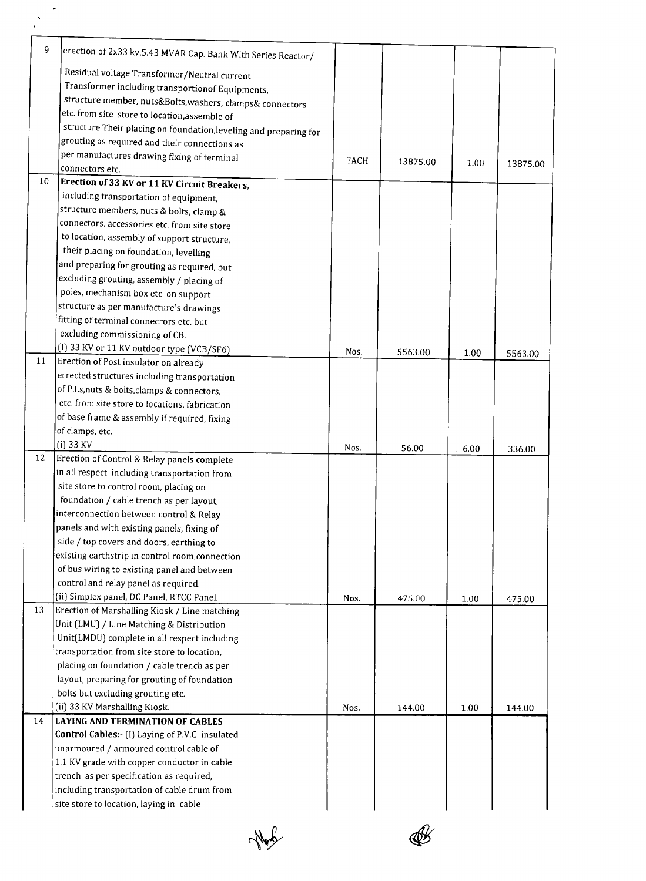| | | | | | |
|---|---|---|---|---|---|
| 9 | erection of 2x33 kv,5.43 MVAR Cap. Bank With Series Reactor/ Residual voltage Transformer/Neutral current Transformer including transportionof Equipments, structure member, nuts&Bolts,washers, clamps& connectors etc. from site store to location,assemble of structure Their placing on foundation,leveling and preparing for grouting as required and their connections as per manufactures drawing fixing of terminal connectors etc. | EACH | 13875.00 | 1.00 | 13875.00 |
| 10 | **Erection of 33 KV or 11 KV Circuit Breakers,** including transportation of equipment, structure members, nuts & bolts, clamp & connectors, accessories etc. from site store to location, assembly of support structure, their placing on foundation, levelling and preparing for grouting as required, but excluding grouting, assembly / placing of poles, mechanism box etc. on support structure as per manufacture's drawings fitting of terminal connecrors etc. but excluding commissioning of CB. (I) 33 KV or 11 KV outdoor type (VCB/SF6) | Nos. | 5563.00 | 1.00 | 5563.00 |
| 11 | Erection of Post insulator on already errected structures including transportation of P.I.s,nuts & bolts,clamps & connectors, etc. from site store to locations, fabrication of base frame & assembly if required, fixing of clamps, etc. (i) 33 KV | Nos. | 56.00 | 6.00 | 336.00 |
| 12 | Erection of Control & Relay panels complete in all respect including transportation from site store to control room, placing on foundation / cable trench as per layout, interconnection between control & Relay panels and with existing panels, fixing of side / top covers and doors, earthing to existing earthstrip in control room,connection of bus wiring to existing panel and between control and relay panel as required. (ii) Simplex panel, DC Panel, RTCC Panel, | Nos. | 475.00 | 1.00 | 475.00 |
| 13 | Erection of Marshalling Kiosk / Line matching Unit (LMU) / Line Matching & Distribution Unit(LMDU) complete in all respect including transportation from site store to location, placing on foundation / cable trench as per layout, preparing for grouting of foundation bolts but excluding grouting etc. (ii) 33 KV Marshalling Kiosk. | Nos. | 144.00 | 1.00 | 144.00 |
| 14 | **LAYING AND TERMINATION OF CABLES** **Control Cables:-** (I) Laying of P.V.C. insulated unarmoured / armoured control cable of 1.1 KV grade with copper conductor in cable trench as per specification as required, including transportation of cable drum from site store to location, laying in cable | | | | |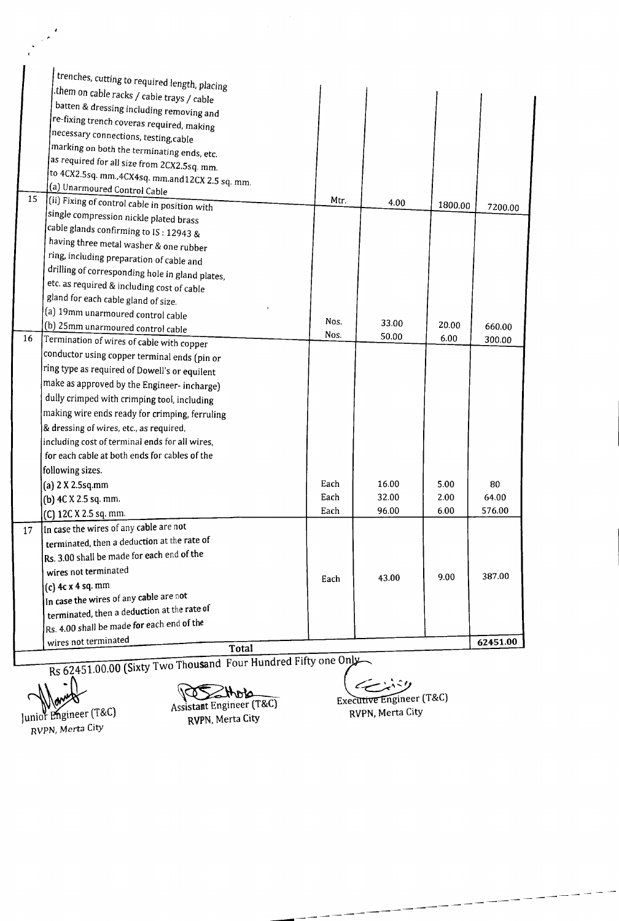| | | | | | |
|---|---|---|---|---|---|
| | trenches, cutting to required length, placing .them on cable racks / cable trays / cable batten & dressing including removing and re-fixing trench coveras required, making necessary connections, testing,cable marking on both the terminating ends, etc. as required for all size from 2CX2.5sq. mm. to 4CX2.5sq. mm.,4CX4sq. mm.and12CX 2.5 sq. mm. (a) Unarmoured Control Cable | Mtr. | 4.00 | 1800.00 | 7200.00 |
| 15 | (ii) Fixing of control cable in position with single compression nickle plated brass cable glands confirming to IS : 12943 & having three metal washer & one rubber ring, including preparation of cable and drilling of corresponding hole in gland plates, etc. as required & including cost of cable gland for each cable gland of size. | | | | |
| | (a) 19mm unarmoured control cable | Nos. | 33.00 | 20.00 | 660.00 |
| | (b) 25mm unarmoured control cable | Nos. | 50.00 | 6.00 | 300.00 |
| 16 | Termination of wires of cable with copper conductor using copper terminal ends (pin or ring type as required of Dowell's or equilent make as approved by the Engineer- incharge) dully crimped with crimping tool, including making wire ends ready for crimping, ferruling & dressing of wires, etc., as required, including cost of terminal ends for all wires, for each cable at both ends for cables of the following sizes. | | | | |
| | (a) 2 X 2.5sq.mm | Each | 16.00 | 5.00 | 80 |
| | (b) 4C X 2.5 sq. mm. | Each | 32.00 | 2.00 | 64.00 |
| | (C) 12C X 2.5 sq. mm. | Each | 96.00 | 6.00 | 576.00 |
| 17 | In case the wires of any cable are not terminated, then a deduction at the rate of Rs. 3.00 shall be made for each end of the wires not terminated (c) 4c x 4 sq. mm In case the wires of any cable are not terminated, then a deduction at the rate of Rs. 4.00 shall be made for each end of the wires not terminated | Each | 43.00 | 9.00 | 387.00 |
| | **Total** | | | | **62451.00** |

Rs 62451.00.00 (Sixty Two Thousand Four Hundred Fifty one Only

Junior Engineer (T&C)
RVPN, Merta City

Assistant Engineer (T&C)
RVPN, Merta City

Executive Engineer (T&C)
RVPN, Merta City